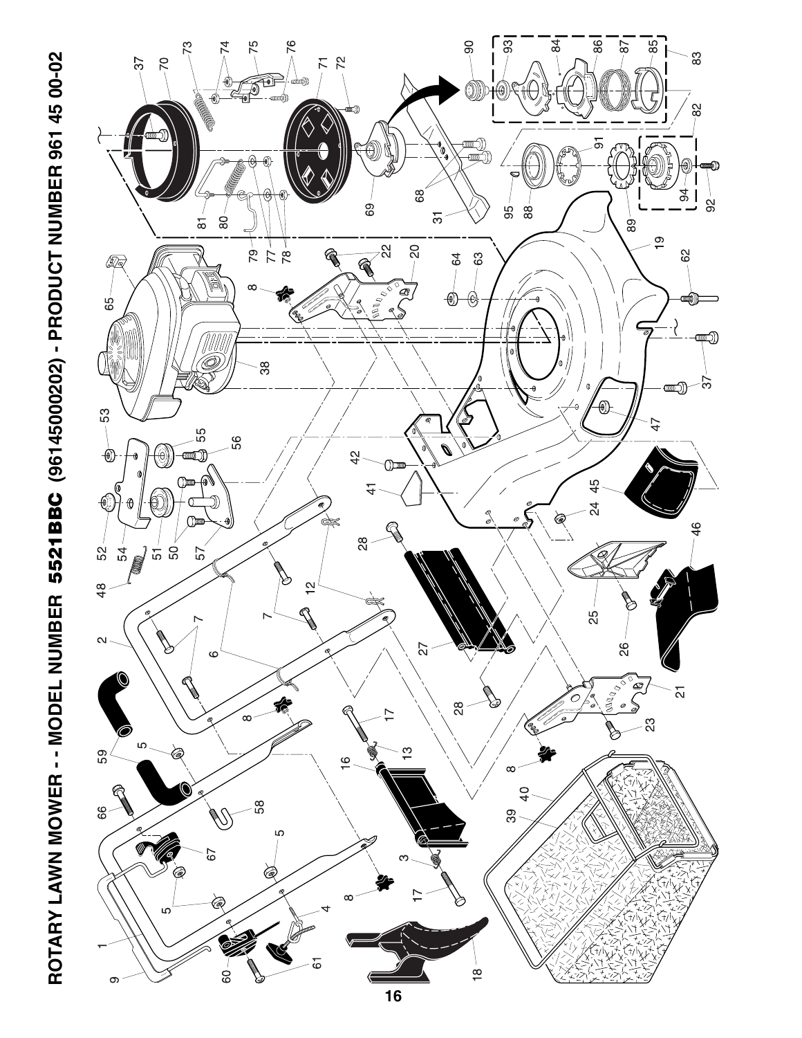# ROTARY LAWN MOWER - - MODEL NUMBER 5521BBC (96145000202) - PRODUCT NUMBER 961 45 00-02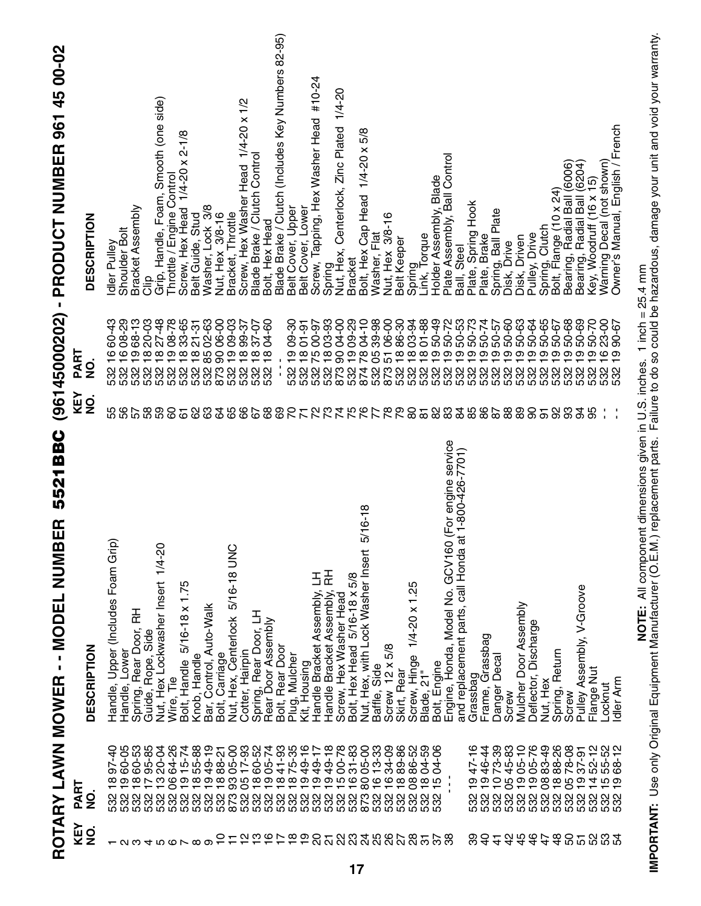# ROTARY LAWN MOWER - - MODEL NUMBER 5521BBC (96145000202) - PRODUCT NUMBER 961 45 00-02

| KEY NO. | PART NO. | DESCRIPTION |
|---|---|---|
| 1 | 532 18 97-40 | Handle, Upper (Includes Foam Grip) |
| 2 | 532 19 60-05 | Handle, Lower |
| 3 | 532 18 60-53 | Spring, Rear Door, RH |
| 4 | 532 17 95-85 | Guide, Rope, Side |
| 5 | 532 13 20-04 | Nut, Hex Lockwasher Insert 1/4-20 |
| 6 | 532 06 64-26 | Wire, Tie |
| 7 | 532 19 15-74 | Bolt, Handle 5/16-18 x 1.75 |
| 8 | 532 18 55-88 | Knob, Handle |
| 9 | 532 19 49-19 | Bar, Control, Auto-Walk |
| 10 | 532 18 88-21 | Bolt, Carriage |
| 11 | 873 93 05-00 | Nut, Hex, Centerlock 5/16-18 UNC |
| 12 | 532 05 17-93 | Cotter, Hairpin |
| 13 | 532 18 60-52 | Spring, Rear Door, LH |
| 16 | 532 19 05-74 | Rear Door Assembly |
| 17 | 532 18 41-93 | Bolt, Rear Door |
| 18 | 532 18 75-35 | Plug, Mulcher |
| 19 | 532 19 49-16 | Kit, Housing |
| 20 | 532 19 49-17 | Handle Bracket Assembly, LH |
| 21 | 532 19 49-18 | Handle Bracket Assembly, RH |
| 22 | 532 15 00-78 | Screw, Hex Washer Head |
| 23 | 532 16 31-83 | Bolt, Hex Head 5/16-18 x 5/8 |
| 24 | 873 80 05-00 | Nut, Hex, with Lock Washer Insert 5/16-18 |
| 25 | 532 16 13-33 | Baffle, Side |
| 26 | 532 16 34-09 | Screw 12 x 5/8 |
| 27 | 532 18 89-86 | Skirt, Rear |
| 28 | 532 08 86-52 | Screw, Hinge 1/4-20 x 1.25 |
| 31 | 532 18 04-59 | Blade, 21" |
| 37 | 532 15 04-06 | Bolt, Engine |
| 38 | - - - | Engine, Honda, Model No. GCV160 (For engine service and replacement parts, call Honda at 1-800-426-7701) |
| 39 | 532 19 47-16 | Grassbag |
| 40 | 532 19 46-44 | Frame, Grassbag |
| 41 | 532 10 73-39 | Danger Decal |
| 42 | 532 05 45-83 | Screw |
| 45 | 532 19 05-10 | Mulcher Door Assembly |
| 46 | 532 19 05-76 | Deflector, Discharge |
| 47 | 532 08 83-49 | Nut, Hex |
| 48 | 532 18 88-26 | Spring, Return |
| 50 | 532 05 78-08 | Screw |
| 51 | 532 19 37-91 | Pulley Assembly, V-Groove |
| 52 | 532 14 52-12 | Flange Nut |
| 53 | 532 15 55-52 | Locknut |
| 54 | 532 19 68-12 | Idler Arm |
| 55 | 532 16 60-43 | Idler Pulley |
| 56 | 532 16 08-29 | Shoulder Bolt |
| 57 | 532 19 68-13 | Bracket Assembly |
| 58 | 532 18 20-03 | Clip |
| 59 | 532 18 27-48 | Grip, Handle, Foam, Smooth (one side) |
| 60 | 532 19 08-78 | Throttle / Engine Control |
| 61 | 532 18 33-65 | Screw, Hex Head 1/4-20 x 2-1/8 |
| 62 | 532 18 21-31 | Belt Guide, Stud |
| 63 | 532 85 02-63 | Washer, Lock 3/8 |
| 64 | 873 90 06-00 | Nut, Hex 3/8-16 |
| 65 | 532 19 09-03 | Bracket, Throttle |
| 66 | 532 18 99-37 | Screw, Hex Washer Head 1/4-20 x 1/2 |
| 67 | 532 18 37-07 | Blade Brake / Clutch Control |
| 68 | 532 18 04-60 | Bolt, Hex Head |
| 69 | - - - | Blade Brake / Clutch (Includes Key Numbers 82-95) |
| 70 | 532 19 09-30 | Belt Cover, Upper |
| 71 | 532 18 01-91 | Belt Cover, Lower |
| 72 | 532 75 00-97 | Screw, Tapping, Hex Washer Head #10-24 |
| 73 | 532 18 03-93 | Spring |
| 74 | 873 90 04-00 | Nut, Hex, Centerlock, Zinc Plated 1/4-20 |
| 75 | 532 19 09-29 | Bracket |
| 76 | 874 78 04-10 | Bolt, Hex Cap Head 1/4-20 x 5/8 |
| 77 | 532 05 39-98 | Washer, Flat |
| 78 | 873 51 06-00 | Nut, Hex 3/8-16 |
| 79 | 532 18 86-30 | Belt Keeper |
| 80 | 532 18 03-94 | Spring |
| 81 | 532 18 01-88 | Link, Torque |
| 82 | 532 19 50-49 | Holder Assembly, Blade |
| 83 | 532 19 50-72 | Plate Assembly, Ball Control |
| 84 | 532 19 50-53 | Ball, Steel |
| 85 | 532 19 50-73 | Plate, Spring Hook |
| 86 | 532 19 50-74 | Plate, Brake |
| 87 | 532 19 50-57 | Spring, Ball Plate |
| 88 | 532 19 50-60 | Disk, Drive |
| 89 | 532 19 50-63 | Disk, Driven |
| 90 | 532 19 50-64 | Pulley, Drive |
| 91 | 532 19 50-65 | Spring, Clutch |
| 92 | 532 19 50-67 | Bolt, Flange (10 x 24) |
| 93 | 532 19 50-68 | Bearing, Radial Ball (6006) |
| 94 | 532 19 50-69 | Bearing, Radial Ball (6204) |
| 95 | 532 19 50-70 | Key, Woodruff (16 x 15) |
| - - | 532 16 23-00 | Warning Decal (not shown) |
| - - | 532 19 90-67 | Owner's Manual, English / French |

**NOTE:** All component dimensions given in U.S. inches. 1 inch = 25.4 mm

**IMPORTANT:** Use only Original Equipment Manufacturer (O.E.M.) replacement parts. Failure to do so could be hazardous, damage your unit and void your warranty.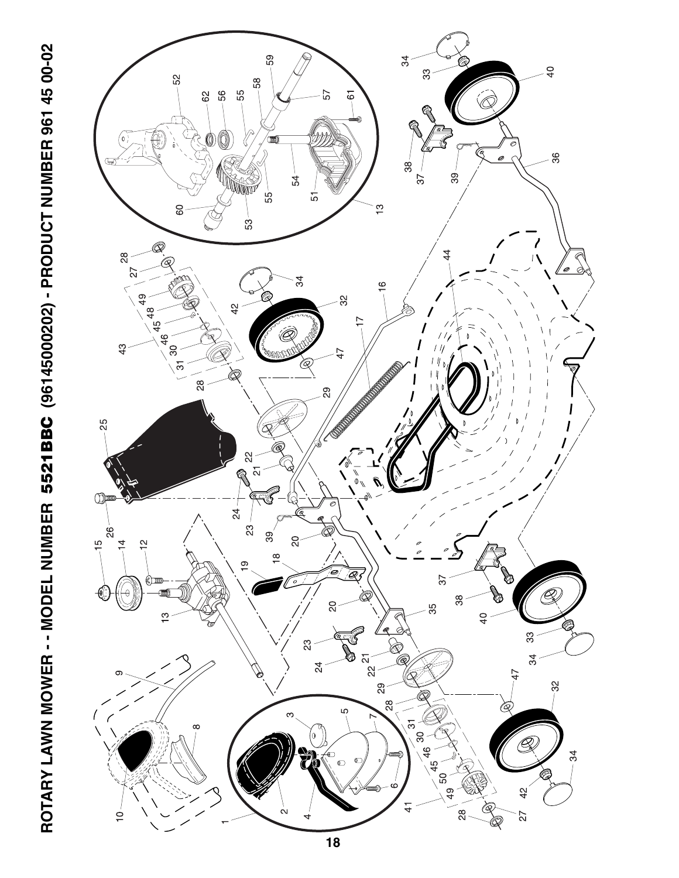# ROTARY LAWN MOWER - - MODEL NUMBER 5521BBC (96145000202) - PRODUCT NUMBER 961 45 00-02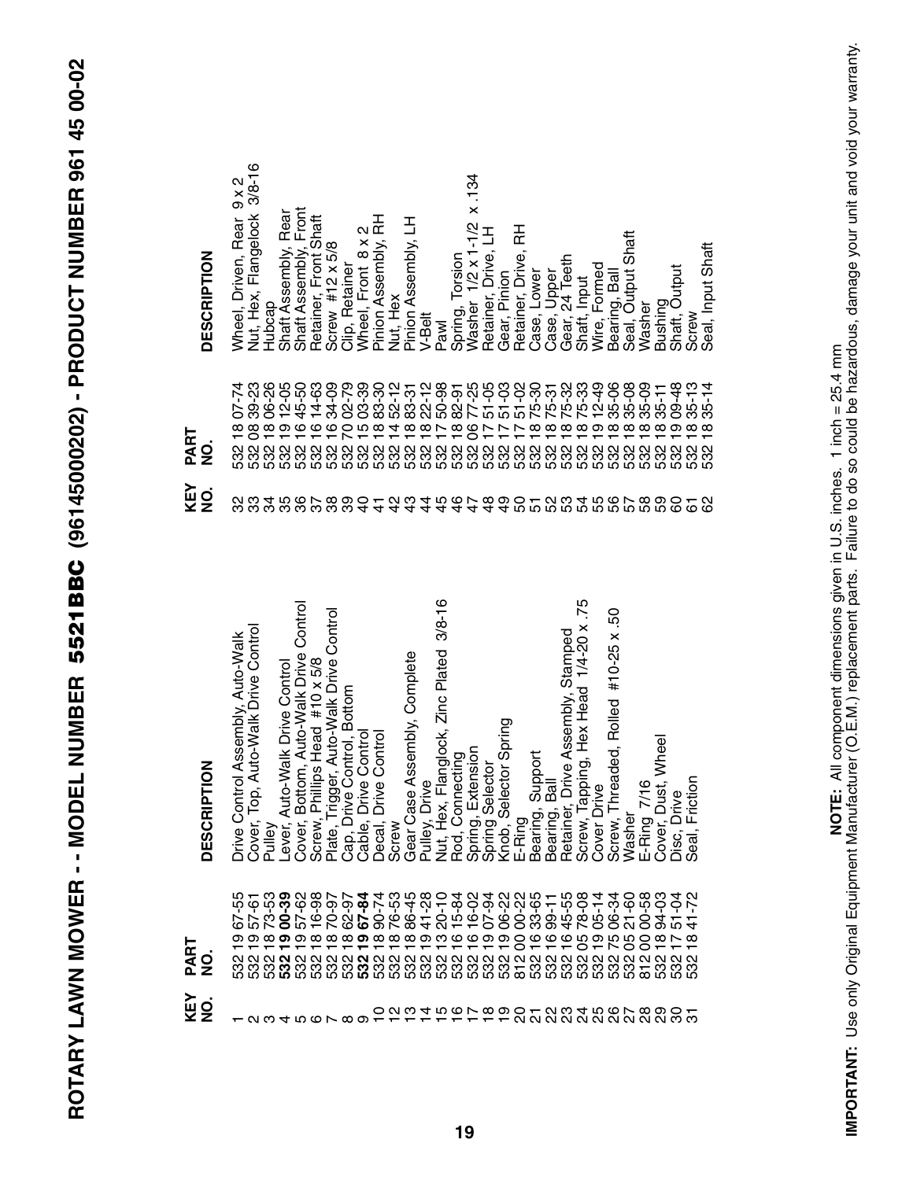# ROTARY LAWN MOWER - - MODEL NUMBER 5521BBC (96145000202) - PRODUCT NUMBER 961 45 00-02

| KEY NO. | PART NO. | DESCRIPTION |
|---|---|---|
| 1 | 532 19 67-55 | Drive Control Assembly, Auto-Walk |
| 2 | 532 19 57-61 | Cover, Top, Auto-Walk Drive Control |
| 3 | 532 18 73-53 | Pulley |
| 4 | **532 19 00-39** | Lever, Auto-Walk Drive Control |
| 5 | 532 19 57-62 | Cover, Bottom, Auto-Walk Drive Control |
| 6 | 532 18 16-98 | Screw, Phillips Head #10 x 5/8 |
| 7 | 532 18 70-97 | Plate, Trigger, Auto-Walk Drive Control |
| 8 | 532 18 62-97 | Cap, Drive Control, Bottom |
| 9 | **532 19 67-84** | Cable, Drive Control |
| 10 | 532 18 90-74 | Decal, Drive Control |
| 12 | 532 18 76-53 | Screw |
| 13 | 532 18 86-45 | Gear Case Assembly, Complete |
| 14 | 532 19 41-28 | Pulley, Drive |
| 15 | 532 13 20-10 | Nut, Hex, Flanglock, Zinc Plated 3/8-16 |
| 16 | 532 16 15-84 | Rod, Connecting |
| 17 | 532 16 16-02 | Spring, Extension |
| 18 | 532 19 07-94 | Spring Selector |
| 19 | 532 19 06-22 | Knob, Selector Spring |
| 20 | 812 00 00-22 | E-Ring |
| 21 | 532 16 33-65 | Bearing, Support |
| 22 | 532 16 99-11 | Bearing, Ball |
| 23 | 532 16 45-55 | Retainer, Drive Assembly, Stamped |
| 24 | 532 05 78-08 | Screw, Tapping, Hex Head 1/4-20 x .75 |
| 25 | 532 19 05-14 | Cover Drive |
| 26 | 532 75 06-34 | Screw, Threaded, Rolled #10-25 x .50 |
| 27 | 532 05 21-60 | Washer |
| 28 | 812 00 00-58 | E-Ring 7/16 |
| 29 | 532 18 94-03 | Cover, Dust, Wheel |
| 30 | 532 17 51-04 | Disc, Drive |
| 31 | 532 18 41-72 | Seal, Friction |
| 32 | 532 18 07-74 | Wheel, Driven, Rear 9 x 2 |
| 33 | 532 08 39-23 | Nut, Hex, Flangelock 3/8-16 |
| 34 | 532 18 06-26 | Hubcap |
| 35 | 532 19 12-05 | Shaft Assembly, Rear |
| 36 | 532 16 45-50 | Shaft Assembly, Front |
| 37 | 532 16 14-63 | Retainer, Front Shaft |
| 38 | 532 16 34-09 | Screw #12 x 5/8 |
| 39 | 532 70 02-79 | Clip, Retainer |
| 40 | 532 15 03-39 | Wheel, Front 8 x 2 |
| 41 | 532 18 83-30 | Pinion Assembly, RH |
| 42 | 532 14 52-12 | Nut, Hex |
| 43 | 532 18 83-31 | Pinion Assembly, LH |
| 44 | 532 18 22-12 | V-Belt |
| 45 | 532 17 50-98 | Pawl |
| 46 | 532 18 82-91 | Spring, Torsion |
| 47 | 532 06 77-25 | Washer 1/2 x 1-1/2 x .134 |
| 48 | 532 17 51-05 | Retainer, Drive, LH |
| 49 | 532 17 51-03 | Gear, Pinion |
| 50 | 532 17 51-02 | Retainer, Drive, RH |
| 51 | 532 18 75-30 | Case, Lower |
| 52 | 532 18 75-31 | Case, Upper |
| 53 | 532 18 75-32 | Gear, 24 Teeth |
| 54 | 532 18 75-33 | Shaft, Input |
| 55 | 532 19 12-49 | Wire, Formed |
| 56 | 532 18 35-06 | Bearing, Ball |
| 57 | 532 18 35-08 | Seal, Output Shaft |
| 58 | 532 18 35-09 | Washer |
| 59 | 532 18 35-11 | Bushing |
| 60 | 532 19 09-48 | Shaft, Output |
| 61 | 532 18 35-13 | Screw |
| 62 | 532 18 35-14 | Seal, Input Shaft |

**NOTE:** All component dimensions given in U.S. inches. 1 inch = 25.4 mm

**IMPORTANT:** Use only Original Equipment Manufacturer (O.E.M.) replacement parts. Failure to do so could be hazardous, damage your unit and void your warranty.